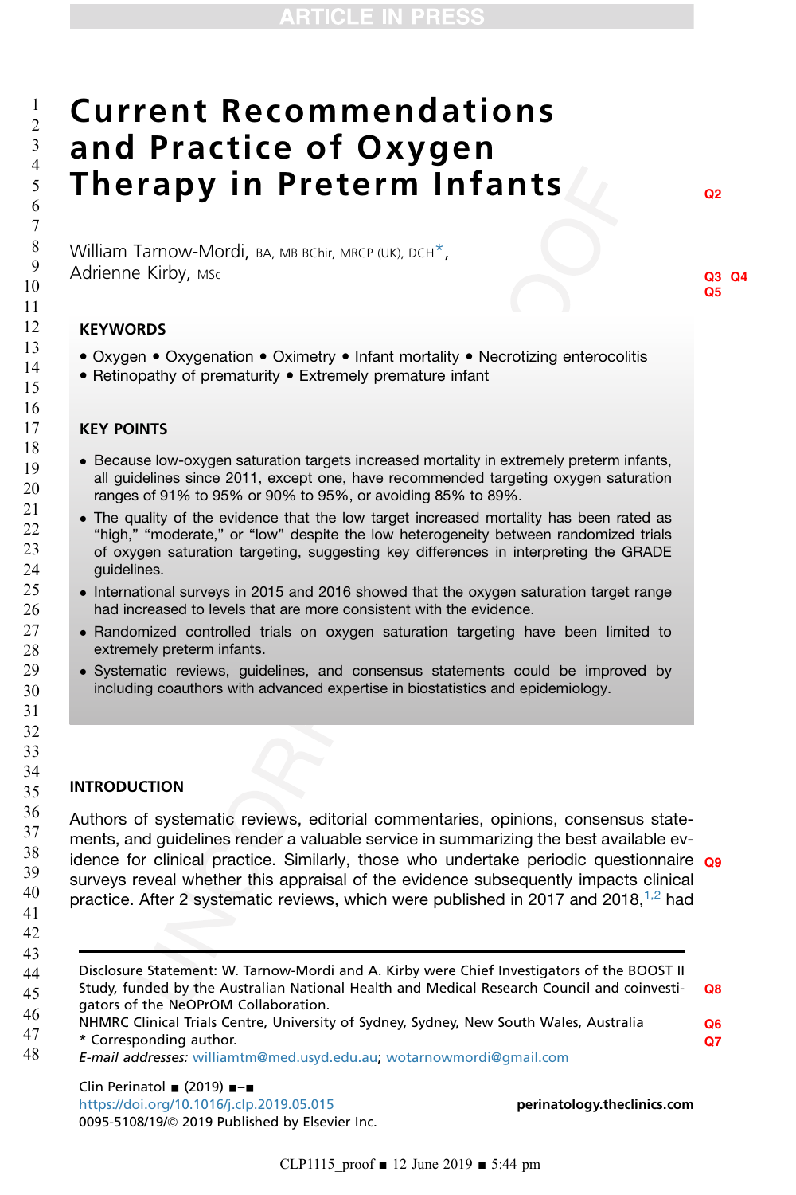# Current Recommendations and Practice of Oxygen Therapy in Preterm Infants

William Tarnow-Mordi, BA, MB BChir, MRCP (UK), DCH*,
Adrienne Kirby, MSc

## KEYWORDS

- Oxygen • Oxygenation • Oximetry • Infant mortality • Necrotizing enterocolitis
- Retinopathy of prematurity • Extremely premature infant

## KEY POINTS

- Because low-oxygen saturation targets increased mortality in extremely preterm infants, all guidelines since 2011, except one, have recommended targeting oxygen saturation ranges of 91% to 95% or 90% to 95%, or avoiding 85% to 89%.
- The quality of the evidence that the low target increased mortality has been rated as "high," "moderate," or "low" despite the low heterogeneity between randomized trials of oxygen saturation targeting, suggesting key differences in interpreting the GRADE guidelines.
- International surveys in 2015 and 2016 showed that the oxygen saturation target range had increased to levels that are more consistent with the evidence.
- Randomized controlled trials on oxygen saturation targeting have been limited to extremely preterm infants.
- Systematic reviews, guidelines, and consensus statements could be improved by including coauthors with advanced expertise in biostatistics and epidemiology.

## INTRODUCTION

Authors of systematic reviews, editorial commentaries, opinions, consensus statements, and guidelines render a valuable service in summarizing the best available evidence for clinical practice. Similarly, those who undertake periodic questionnaire surveys reveal whether this appraisal of the evidence subsequently impacts clinical practice. After 2 systematic reviews, which were published in 2017 and 2018,[1,2] had

---

Disclosure Statement: W. Tarnow-Mordi and A. Kirby were Chief Investigators of the BOOST II Study, funded by the Australian National Health and Medical Research Council and coinvestigators of the NeOPrOM Collaboration.
NHMRC Clinical Trials Centre, University of Sydney, Sydney, New South Wales, Australia
* Corresponding author.
*E-mail addresses:* williamtm@med.usyd.edu.au; wotarnowmordi@gmail.com

https://doi.org/10.1016/j.clp.2019.05.015
0095-5108/19/© 2019 Published by Elsevier Inc.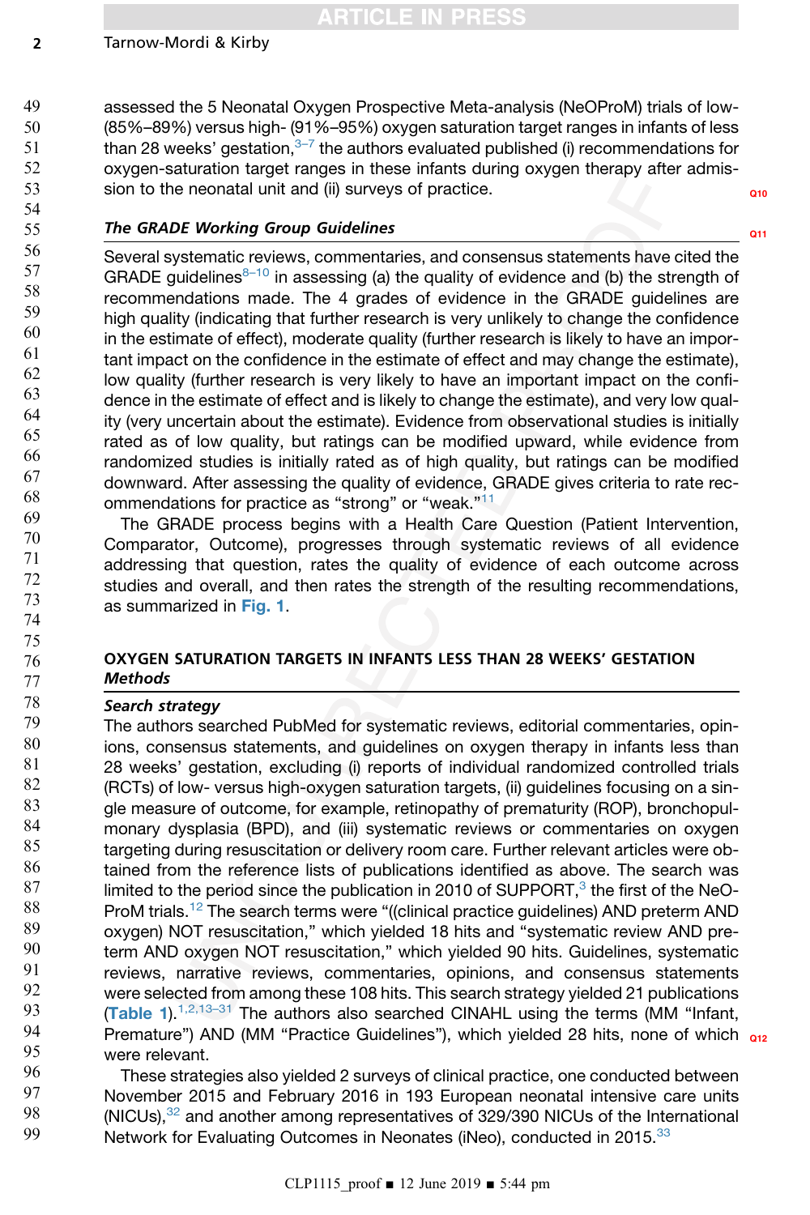assessed the 5 Neonatal Oxygen Prospective Meta-analysis (NeOProM) trials of low- (85%–89%) versus high- (91%–95%) oxygen saturation target ranges in infants of less than 28 weeks' gestation,[3–7] the authors evaluated published (i) recommendations for oxygen-saturation target ranges in these infants during oxygen therapy after admission to the neonatal unit and (ii) surveys of practice.

### *The GRADE Working Group Guidelines*

Several systematic reviews, commentaries, and consensus statements have cited the GRADE guidelines[8–10] in assessing (a) the quality of evidence and (b) the strength of recommendations made. The 4 grades of evidence in the GRADE guidelines are high quality (indicating that further research is very unlikely to change the confidence in the estimate of effect), moderate quality (further research is likely to have an important impact on the confidence in the estimate of effect and may change the estimate), low quality (further research is very likely to have an important impact on the confidence in the estimate of effect and is likely to change the estimate), and very low quality (very uncertain about the estimate). Evidence from observational studies is initially rated as of low quality, but ratings can be modified upward, while evidence from randomized studies is initially rated as of high quality, but ratings can be modified downward. After assessing the quality of evidence, GRADE gives criteria to rate recommendations for practice as "strong" or "weak."[11]

The GRADE process begins with a Health Care Question (Patient Intervention, Comparator, Outcome), progresses through systematic reviews of all evidence addressing that question, rates the quality of evidence of each outcome across studies and overall, and then rates the strength of the resulting recommendations, as summarized in Fig. 1.

## OXYGEN SATURATION TARGETS IN INFANTS LESS THAN 28 WEEKS' GESTATION

### *Methods*

#### *Search strategy*

The authors searched PubMed for systematic reviews, editorial commentaries, opinions, consensus statements, and guidelines on oxygen therapy in infants less than 28 weeks' gestation, excluding (i) reports of individual randomized controlled trials (RCTs) of low- versus high-oxygen saturation targets, (ii) guidelines focusing on a single measure of outcome, for example, retinopathy of prematurity (ROP), bronchopulmonary dysplasia (BPD), and (iii) systematic reviews or commentaries on oxygen targeting during resuscitation or delivery room care. Further relevant articles were obtained from the reference lists of publications identified as above. The search was limited to the period since the publication in 2010 of SUPPORT,[3] the first of the NeOProM trials.[12] The search terms were "((clinical practice guidelines) AND preterm AND oxygen) NOT resuscitation," which yielded 18 hits and "systematic review AND preterm AND oxygen NOT resuscitation," which yielded 90 hits. Guidelines, systematic reviews, narrative reviews, commentaries, opinions, and consensus statements were selected from among these 108 hits. This search strategy yielded 21 publications (Table 1).[1,2,13–31] The authors also searched CINAHL using the terms (MM "Infant, Premature") AND (MM "Practice Guidelines"), which yielded 28 hits, none of which were relevant.

These strategies also yielded 2 surveys of clinical practice, one conducted between November 2015 and February 2016 in 193 European neonatal intensive care units (NICUs),[32] and another among representatives of 329/390 NICUs of the International Network for Evaluating Outcomes in Neonates (iNeo), conducted in 2015.[33]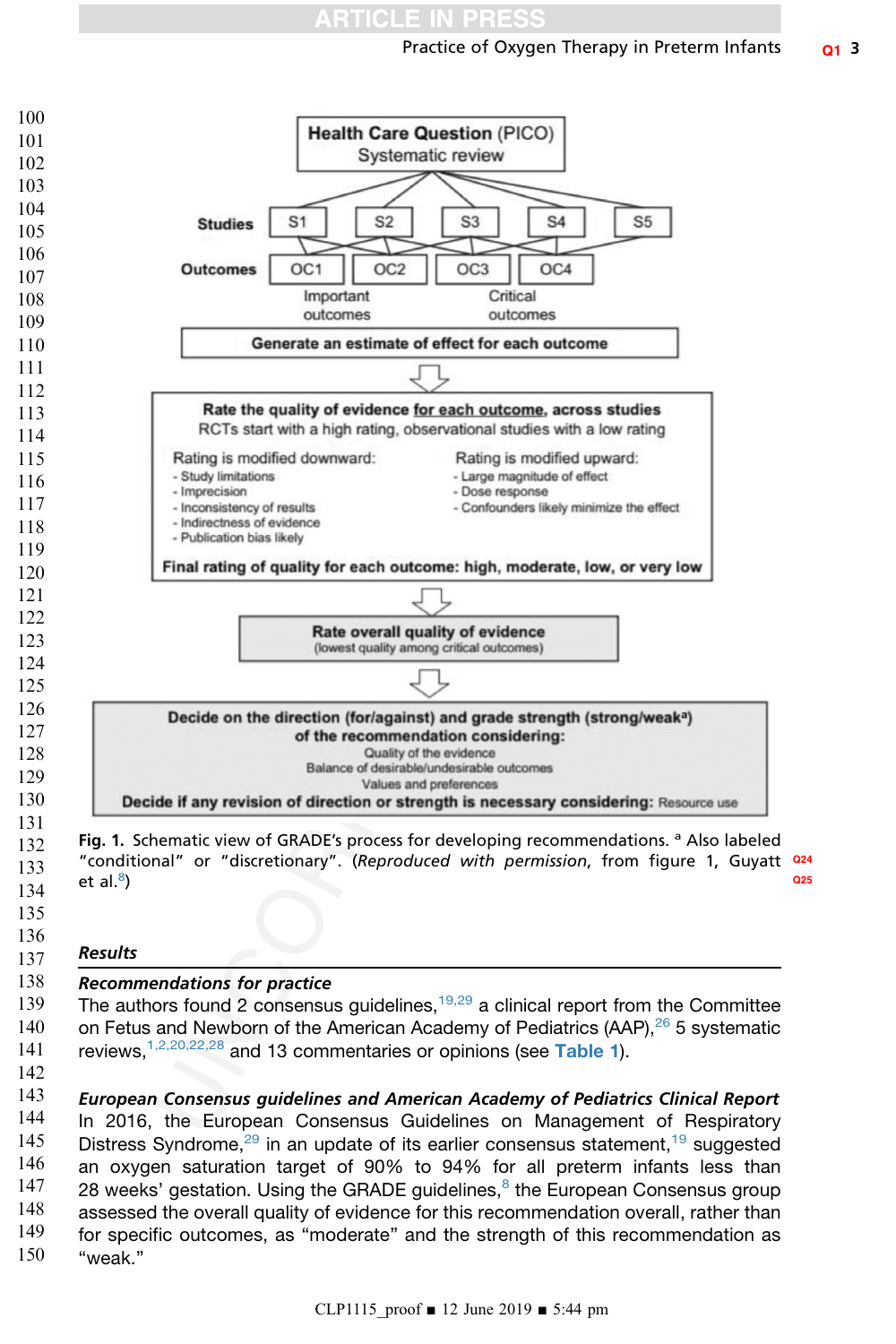Health Care Question (PICO)
Systematic review

Studies: S1, S2, S3, S4, S5

Outcomes: OC1, OC2, OC3, OC4

Important outcomes — Critical outcomes

**Generate an estimate of effect for each outcome**

**Rate the quality of evidence for each outcome, across studies**
RCTs start with a high rating, observational studies with a low rating

Rating is modified downward:
- Study limitations
- Imprecision
- Inconsistency of results
- Indirectness of evidence
- Publication bias likely

Rating is modified upward:
- Large magnitude of effect
- Dose response
- Confounders likely minimize the effect

**Final rating of quality for each outcome: high, moderate, low, or very low**

**Rate overall quality of evidence**
(lowest quality among critical outcomes)

**Decide on the direction (for/against) and grade strength (strong/weak[a]) of the recommendation considering:**
Quality of the evidence
Balance of desirable/undesirable outcomes
Values and preferences
**Decide if any revision of direction or strength is necessary considering:** Resource use

**Fig. 1.** Schematic view of GRADE's process for developing recommendations. [a] Also labeled "conditional" or "discretionary". (*Reproduced with permission*, from figure 1, Guyatt et al.[8])

## *Results*

### *Recommendations for practice*

The authors found 2 consensus guidelines,[19,29] a clinical report from the Committee on Fetus and Newborn of the American Academy of Pediatrics (AAP),[26] 5 systematic reviews,[1,2,20,22,28] and 13 commentaries or opinions (see Table 1).

### *European Consensus guidelines and American Academy of Pediatrics Clinical Report*

In 2016, the European Consensus Guidelines on Management of Respiratory Distress Syndrome,[29] in an update of its earlier consensus statement,[19] suggested an oxygen saturation target of 90% to 94% for all preterm infants less than 28 weeks' gestation. Using the GRADE guidelines,[8] the European Consensus group assessed the overall quality of evidence for this recommendation overall, rather than for specific outcomes, as "moderate" and the strength of this recommendation as "weak."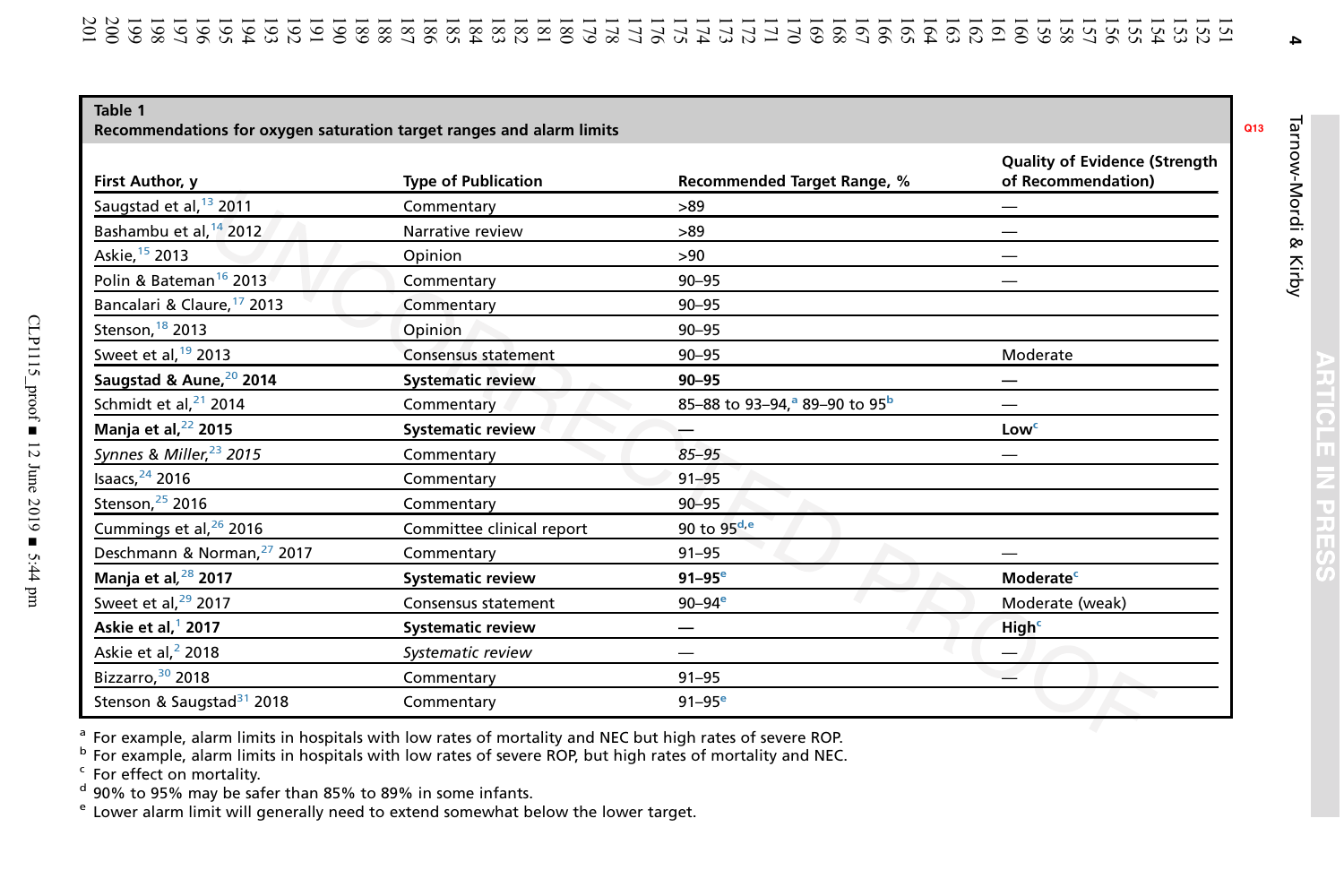**Table 1**
**Recommendations for oxygen saturation target ranges and alarm limits**

| First Author, y | Type of Publication | Recommended Target Range, % | Quality of Evidence (Strength of Recommendation) |
|---|---|---|---|
| Saugstad et al,[13] 2011 | Commentary | >89 | — |
| Bashambu et al,[14] 2012 | Narrative review | >89 | — |
| Askie,[15] 2013 | Opinion | >90 | — |
| Polin & Bateman[16] 2013 | Commentary | 90–95 | — |
| Bancalari & Claure,[17] 2013 | Commentary | 90–95 | |
| Stenson,[18] 2013 | Opinion | 90–95 | |
| Sweet et al,[19] 2013 | Consensus statement | 90–95 | Moderate |
| **Saugstad & Aune,[20] 2014** | **Systematic review** | **90–95** | **—** |
| Schmidt et al,[21] 2014 | Commentary | 85–88 to 93–94,[a] 89–90 to 95[b] | — |
| **Manja et al,[22] 2015** | **Systematic review** | **—** | **Low[c]** |
| *Synnes & Miller,[23] 2015* | Commentary | *85–95* | — |
| Isaacs,[24] 2016 | Commentary | 91–95 | |
| Stenson,[25] 2016 | Commentary | 90–95 | |
| Cummings et al,[26] 2016 | Committee clinical report | 90 to 95[d,e] | |
| Deschmann & Norman,[27] 2017 | Commentary | 91–95 | — |
| **Manja et al,[28] 2017** | **Systematic review** | **91–95[e]** | **Moderate[c]** |
| Sweet et al,[29] 2017 | Consensus statement | 90–94[e] | Moderate (weak) |
| **Askie et al,[1] 2017** | **Systematic review** | **—** | **High[c]** |
| Askie et al,[2] 2018 | *Systematic review* | — | — |
| Bizzarro,[30] 2018 | Commentary | 91–95 | — |
| Stenson & Saugstad[31] 2018 | Commentary | 91–95[e] | |

[a] For example, alarm limits in hospitals with low rates of mortality and NEC but high rates of severe ROP.
[b] For example, alarm limits in hospitals with low rates of severe ROP, but high rates of mortality and NEC.
[c] For effect on mortality.
[d] 90% to 95% may be safer than 85% to 89% in some infants.
[e] Lower alarm limit will generally need to extend somewhat below the lower target.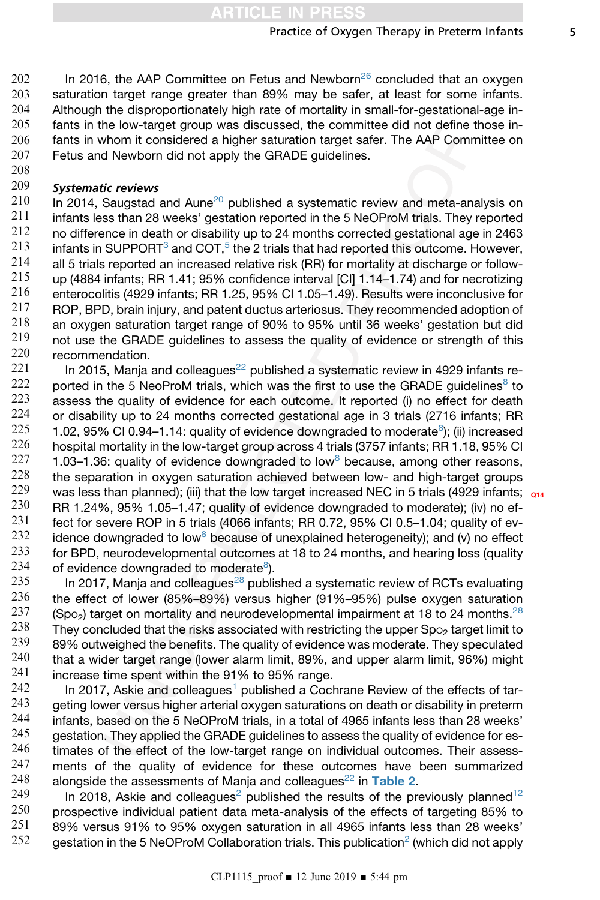In 2016, the AAP Committee on Fetus and Newborn[26] concluded that an oxygen saturation target range greater than 89% may be safer, at least for some infants. Although the disproportionately high rate of mortality in small-for-gestational-age infants in the low-target group was discussed, the committee did not define those infants in whom it considered a higher saturation target safer. The AAP Committee on Fetus and Newborn did not apply the GRADE guidelines.

### *Systematic reviews*

In 2014, Saugstad and Aune[20] published a systematic review and meta-analysis on infants less than 28 weeks' gestation reported in the 5 NeOProM trials. They reported no difference in death or disability up to 24 months corrected gestational age in 2463 infants in SUPPORT[3] and COT,[5] the 2 trials that had reported this outcome. However, all 5 trials reported an increased relative risk (RR) for mortality at discharge or follow-up (4884 infants; RR 1.41; 95% confidence interval [CI] 1.14–1.74) and for necrotizing enterocolitis (4929 infants; RR 1.25, 95% CI 1.05–1.49). Results were inconclusive for ROP, BPD, brain injury, and patent ductus arteriosus. They recommended adoption of an oxygen saturation target range of 90% to 95% until 36 weeks' gestation but did not use the GRADE guidelines to assess the quality of evidence or strength of this recommendation.

In 2015, Manja and colleagues[22] published a systematic review in 4929 infants reported in the 5 NeOProM trials, which was the first to use the GRADE guidelines[8] to assess the quality of evidence for each outcome. It reported (i) no effect for death or disability up to 24 months corrected gestational age in 3 trials (2716 infants; RR 1.02, 95% CI 0.94–1.14: quality of evidence downgraded to moderate[8]); (ii) increased hospital mortality in the low-target group across 4 trials (3757 infants; RR 1.18, 95% CI 1.03–1.36: quality of evidence downgraded to low[8] because, among other reasons, the separation in oxygen saturation achieved between low- and high-target groups was less than planned); (iii) that the low target increased NEC in 5 trials (4929 infants; RR 1.24%, 95% 1.05–1.47; quality of evidence downgraded to moderate); (iv) no effect for severe ROP in 5 trials (4066 infants; RR 0.72, 95% CI 0.5–1.04; quality of evidence downgraded to low[8] because of unexplained heterogeneity); and (v) no effect for BPD, neurodevelopmental outcomes at 18 to 24 months, and hearing loss (quality of evidence downgraded to moderate[8]).

In 2017, Manja and colleagues[28] published a systematic review of RCTs evaluating the effect of lower (85%–89%) versus higher (91%–95%) pulse oxygen saturation ($Spo_2$) target on mortality and neurodevelopmental impairment at 18 to 24 months.[28] They concluded that the risks associated with restricting the upper $Spo_2$ target limit to 89% outweighed the benefits. The quality of evidence was moderate. They speculated that a wider target range (lower alarm limit, 89%, and upper alarm limit, 96%) might increase time spent within the 91% to 95% range.

In 2017, Askie and colleagues[1] published a Cochrane Review of the effects of targeting lower versus higher arterial oxygen saturations on death or disability in preterm infants, based on the 5 NeOProM trials, in a total of 4965 infants less than 28 weeks' gestation. They applied the GRADE guidelines to assess the quality of evidence for estimates of the effect of the low-target range on individual outcomes. Their assessments of the quality of evidence for these outcomes have been summarized alongside the assessments of Manja and colleagues[22] in **Table 2**.

In 2018, Askie and colleagues[2] published the results of the previously planned[12] prospective individual patient data meta-analysis of the effects of targeting 85% to 89% versus 91% to 95% oxygen saturation in all 4965 infants less than 28 weeks' gestation in the 5 NeOProM Collaboration trials. This publication[2] (which did not apply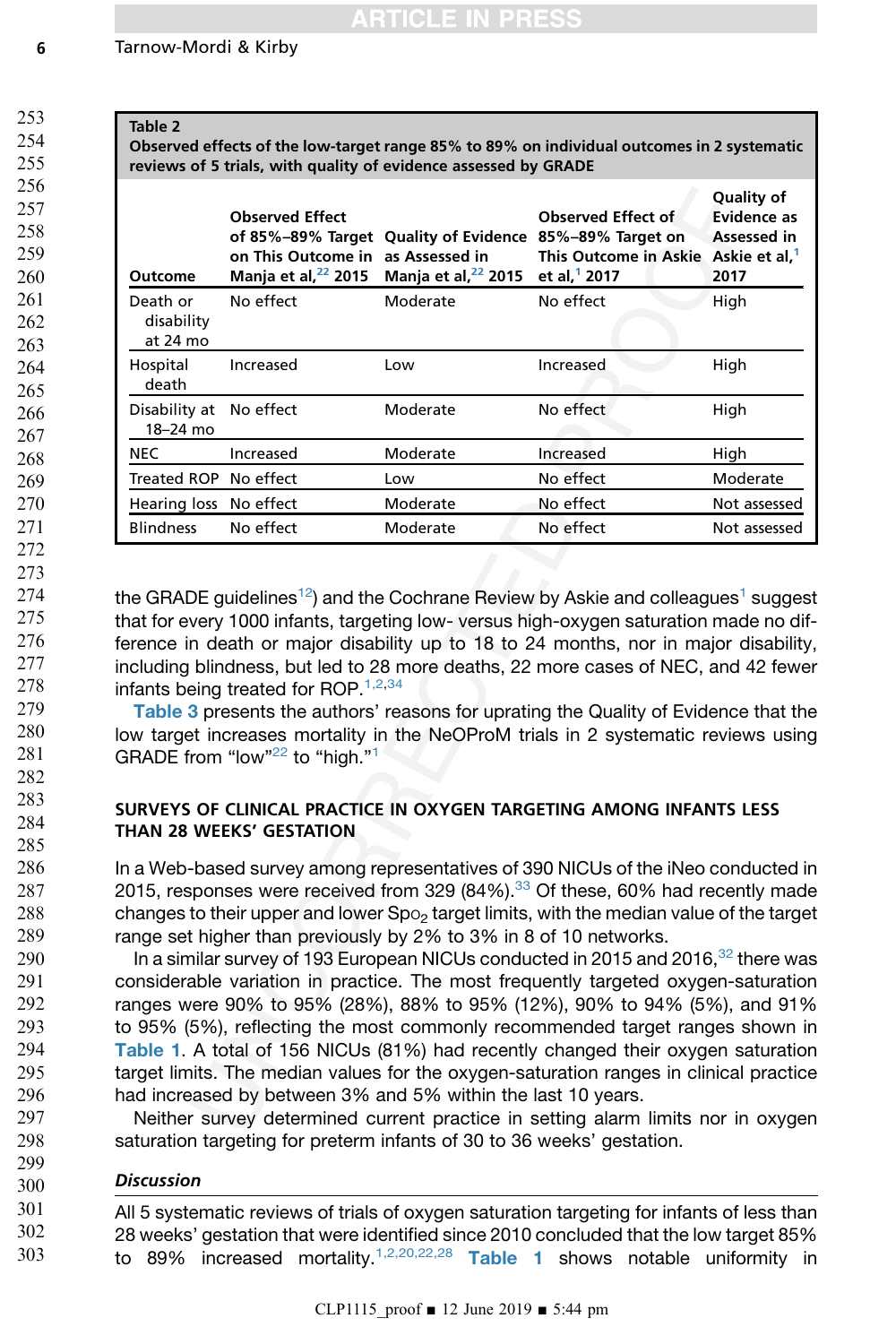Table 2
**Observed effects of the low-target range 85% to 89% on individual outcomes in 2 systematic reviews of 5 trials, with quality of evidence assessed by GRADE**

| Outcome | Observed Effect of 85%–89% Target on This Outcome in Manja et al,[22] 2015 | Quality of Evidence as Assessed in Manja et al,[22] 2015 | Observed Effect of 85%–89% Target on This Outcome in Askie et al,[1] 2017 | Quality of Evidence as Assessed in Askie et al,[1] 2017 |
|---|---|---|---|---|
| Death or disability at 24 mo | No effect | Moderate | No effect | High |
| Hospital death | Increased | Low | Increased | High |
| Disability at 18–24 mo | No effect | Moderate | No effect | High |
| NEC | Increased | Moderate | Increased | High |
| Treated ROP | No effect | Low | No effect | Moderate |
| Hearing loss | No effect | Moderate | No effect | Not assessed |
| Blindness | No effect | Moderate | No effect | Not assessed |

the GRADE guidelines[12]) and the Cochrane Review by Askie and colleagues[1] suggest that for every 1000 infants, targeting low- versus high-oxygen saturation made no difference in death or major disability up to 18 to 24 months, nor in major disability, including blindness, but led to 28 more deaths, 22 more cases of NEC, and 42 fewer infants being treated for ROP.[1,2,34]

Table 3 presents the authors' reasons for uprating the Quality of Evidence that the low target increases mortality in the NeOProM trials in 2 systematic reviews using GRADE from "low"[22] to "high."[1]

## SURVEYS OF CLINICAL PRACTICE IN OXYGEN TARGETING AMONG INFANTS LESS THAN 28 WEEKS' GESTATION

In a Web-based survey among representatives of 390 NICUs of the iNeo conducted in 2015, responses were received from 329 (84%).[33] Of these, 60% had recently made changes to their upper and lower $Spo_2$ target limits, with the median value of the target range set higher than previously by 2% to 3% in 8 of 10 networks.

In a similar survey of 193 European NICUs conducted in 2015 and 2016,[32] there was considerable variation in practice. The most frequently targeted oxygen-saturation ranges were 90% to 95% (28%), 88% to 95% (12%), 90% to 94% (5%), and 91% to 95% (5%), reflecting the most commonly recommended target ranges shown in Table 1. A total of 156 NICUs (81%) had recently changed their oxygen saturation target limits. The median values for the oxygen-saturation ranges in clinical practice had increased by between 3% and 5% within the last 10 years.

Neither survey determined current practice in setting alarm limits nor in oxygen saturation targeting for preterm infants of 30 to 36 weeks' gestation.

### *Discussion*

All 5 systematic reviews of trials of oxygen saturation targeting for infants of less than 28 weeks' gestation that were identified since 2010 concluded that the low target 85% to 89% increased mortality.[1,2,20,22,28] Table 1 shows notable uniformity in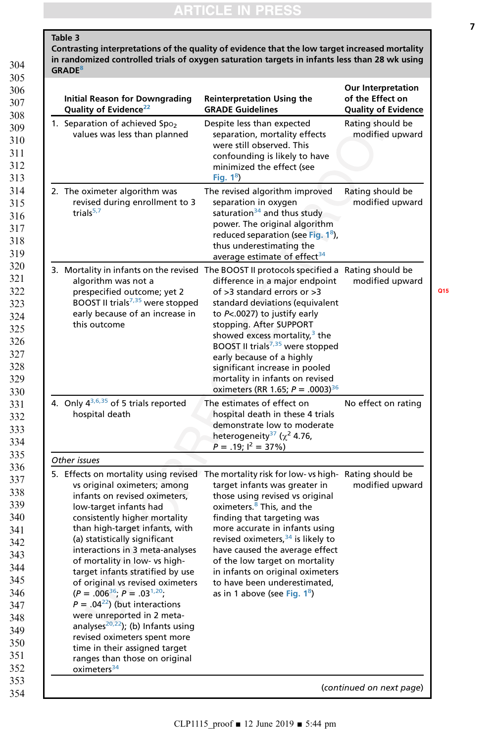**Table 3**
**Contrasting interpretations of the quality of evidence that the low target increased mortality in randomized controlled trials of oxygen saturation targets in infants less than 28 wk using GRADE[8]**

| Initial Reason for Downgrading Quality of Evidence[22] | Reinterpretation Using the GRADE Guidelines | Our Interpretation of the Effect on Quality of Evidence |
|---|---|---|
| 1. Separation of achieved $SpO_2$ values was less than planned | Despite less than expected separation, mortality effects were still observed. This confounding is likely to have minimized the effect (see Fig. 1[8]) | Rating should be modified upward |
| 2. The oximeter algorithm was revised during enrollment to 3 trials[5,7] | The revised algorithm improved separation in oxygen saturation[34] and thus study power. The original algorithm reduced separation (see Fig. 1[8]), thus underestimating the average estimate of effect[34] | Rating should be modified upward |
| 3. Mortality in infants on the revised algorithm was not a prespecified outcome; yet 2 BOOST II trials[7,35] were stopped early because of an increase in this outcome | The BOOST II protocols specified a difference in a major endpoint of >3 standard errors or >3 standard deviations (equivalent to $P<.0027$) to justify early stopping. After SUPPORT showed excess mortality,[3] the BOOST II trials[7,35] were stopped early because of a highly significant increase in pooled mortality in infants on revised oximeters (RR 1.65; $P = .0003$)[36] | Rating should be modified upward |
| 4. Only 4[3,6,35] of 5 trials reported hospital death | The estimates of effect on hospital death in these 4 trials demonstrate low to moderate heterogeneity[37] ($\chi^2$ 4.76, $P = .19$; $I^2 = 37\%$) | No effect on rating |
| *Other issues* | | |
| 5. Effects on mortality using revised vs original oximeters; among infants on revised oximeters, low-target infants had consistently higher mortality than high-target infants, with (a) statistically significant interactions in 3 meta-analyses of mortality in low- vs high-target infants stratified by use of original vs revised oximeters ($P = .006$[36]; $P = .03$[1,20]; $P = .04$[22]) (but interactions were unreported in 2 meta-analyses[20,22]); (b) Infants using revised oximeters spent more time in their assigned target ranges than those on original oximeters[34] | The mortality risk for low- vs high-target infants was greater in those using revised vs original oximeters.[8] This, and the finding that targeting was more accurate in infants using revised oximeters,[34] is likely to have caused the average effect of the low target on mortality in infants on original oximeters to have been underestimated, as in 1 above (see Fig. 1[8]) | Rating should be modified upward |

(*continued on next page*)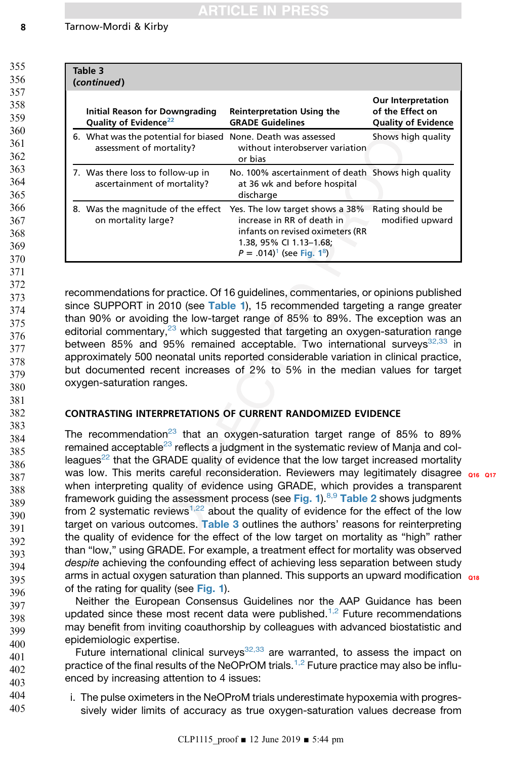**Table 3 (continued)**

| Initial Reason for Downgrading Quality of Evidence[22] | Reinterpretation Using the GRADE Guidelines | Our Interpretation of the Effect on Quality of Evidence |
|---|---|---|
| 6. What was the potential for biased assessment of mortality? | None. Death was assessed without interobserver variation or bias | Shows high quality |
| 7. Was there loss to follow-up in ascertainment of mortality? | No. 100% ascertainment of death at 36 wk and before hospital discharge | Shows high quality |
| 8. Was the magnitude of the effect on mortality large? | Yes. The low target shows a 38% increase in RR of death in infants on revised oximeters (RR 1.38, 95% CI 1.13–1.68; *P* = .014)[1] (see Fig. 1[8]) | Rating should be modified upward |

recommendations for practice. Of 16 guidelines, commentaries, or opinions published since SUPPORT in 2010 (see Table 1), 15 recommended targeting a range greater than 90% or avoiding the low-target range of 85% to 89%. The exception was an editorial commentary,[23] which suggested that targeting an oxygen-saturation range between 85% and 95% remained acceptable. Two international surveys[32,33] in approximately 500 neonatal units reported considerable variation in clinical practice, but documented recent increases of 2% to 5% in the median values for target oxygen-saturation ranges.

## CONTRASTING INTERPRETATIONS OF CURRENT RANDOMIZED EVIDENCE

The recommendation[23] that an oxygen-saturation target range of 85% to 89% remained acceptable[23] reflects a judgment in the systematic review of Manja and colleagues[22] that the GRADE quality of evidence that the low target increased mortality was low. This merits careful reconsideration. Reviewers may legitimately disagree when interpreting quality of evidence using GRADE, which provides a transparent framework guiding the assessment process (see Fig. 1).[8,9] Table 2 shows judgments from 2 systematic reviews[1,22] about the quality of evidence for the effect of the low target on various outcomes. Table 3 outlines the authors' reasons for reinterpreting the quality of evidence for the effect of the low target on mortality as "high" rather than "low," using GRADE. For example, a treatment effect for mortality was observed *despite* achieving the confounding effect of achieving less separation between study arms in actual oxygen saturation than planned. This supports an upward modification of the rating for quality (see Fig. 1).

Neither the European Consensus Guidelines nor the AAP Guidance has been updated since these most recent data were published.[1,2] Future recommendations may benefit from inviting coauthorship by colleagues with advanced biostatistic and epidemiologic expertise.

Future international clinical surveys[32,33] are warranted, to assess the impact on practice of the final results of the NeOPrOM trials.[1,2] Future practice may also be influenced by increasing attention to 4 issues:

i. The pulse oximeters in the NeOProM trials underestimate hypoxemia with progressively wider limits of accuracy as true oxygen-saturation values decrease from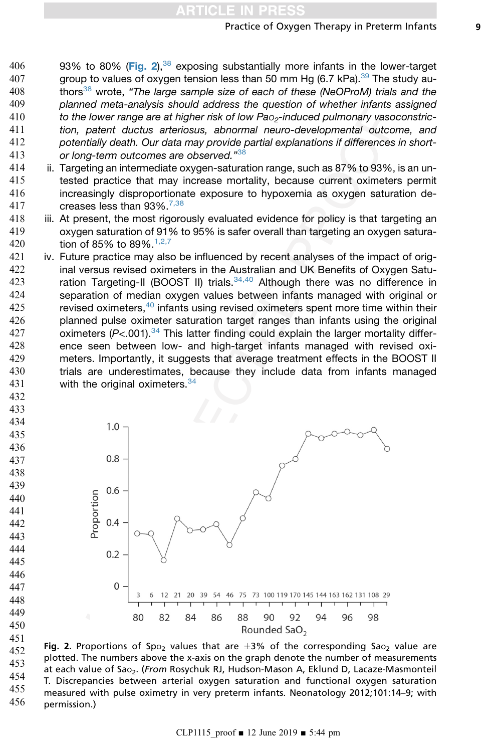93% to 80% (Fig. 2),[38] exposing substantially more infants in the lower-target group to values of oxygen tension less than 50 mm Hg (6.7 kPa).[39] The study authors[38] wrote, *"The large sample size of each of these (NeOProM) trials and the planned meta-analysis should address the question of whether infants assigned to the lower range are at higher risk of low $Pa_{O_2}$-induced pulmonary vasoconstriction, patent ductus arteriosus, abnormal neuro-developmental outcome, and potentially death. Our data may provide partial explanations if differences in short- or long-term outcomes are observed."*[38]

ii. Targeting an intermediate oxygen-saturation range, such as 87% to 93%, is an untested practice that may increase mortality, because current oximeters permit increasingly disproportionate exposure to hypoxemia as oxygen saturation decreases less than 93%.[7,38]

iii. At present, the most rigorously evaluated evidence for policy is that targeting an oxygen saturation of 91% to 95% is safer overall than targeting an oxygen saturation of 85% to 89%.[1,2,7]

iv. Future practice may also be influenced by recent analyses of the impact of original versus revised oximeters in the Australian and UK Benefits of Oxygen Saturation Targeting-II (BOOST II) trials.[34,40] Although there was no difference in separation of median oxygen values between infants managed with original or revised oximeters,[40] infants using revised oximeters spent more time within their planned pulse oximeter saturation target ranges than infants using the original oximeters ($P<.001$).[34] This latter finding could explain the larger mortality difference seen between low- and high-target infants managed with revised oximeters. Importantly, it suggests that average treatment effects in the BOOST II trials are underestimates, because they include data from infants managed with the original oximeters.[34]

**Fig. 2.** Proportions of $Sp_{O_2}$ values that are ±3% of the corresponding $Sa_{O_2}$ value are plotted. The numbers above the x-axis on the graph denote the number of measurements at each value of $Sa_{O_2}$. (*From* Rosychuk RJ, Hudson-Mason A, Eklund D, Lacaze-Masmonteil T. Discrepancies between arterial oxygen saturation and functional oxygen saturation measured with pulse oximetry in very preterm infants. Neonatology 2012;101:14–9; with permission.)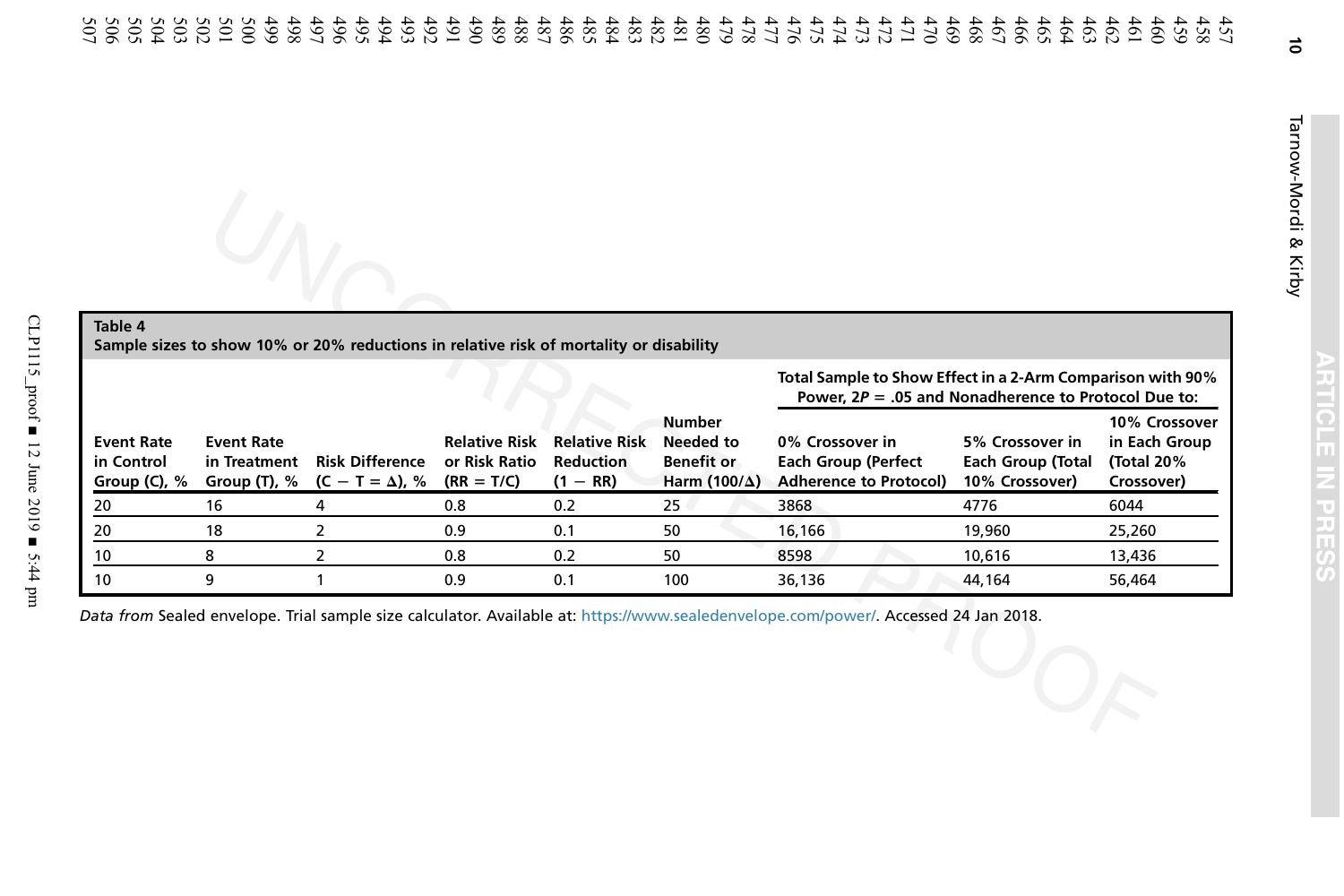**Table 4**
**Sample sizes to show 10% or 20% reductions in relative risk of mortality or disability**

| Event Rate in Control Group (C), % | Event Rate in Treatment Group (T), % | Risk Difference ($C - T = \Delta$), % | Relative Risk or Risk Ratio (RR = T/C) | Relative Risk Reduction (1 − RR) | Number Needed to Benefit or Harm ($100/\Delta$) | Total Sample to Show Effect in a 2-Arm Comparison with 90% Power, 2P = .05 and Nonadherence to Protocol Due to: 0% Crossover in Each Group (Perfect Adherence to Protocol) | 5% Crossover in Each Group (Total 10% Crossover) | 10% Crossover in Each Group (Total 20% Crossover) |
|---|---|---|---|---|---|---|---|---|
| 20 | 16 | 4 | 0.8 | 0.2 | 25 | 3868 | 4776 | 6044 |
| 20 | 18 | 2 | 0.9 | 0.1 | 50 | 16,166 | 19,960 | 25,260 |
| 10 | 8 | 2 | 0.8 | 0.2 | 50 | 8598 | 10,616 | 13,436 |
| 10 | 9 | 1 | 0.9 | 0.1 | 100 | 36,136 | 44,164 | 56,464 |

*Data from* Sealed envelope. Trial sample size calculator. Available at: https://www.sealedenvelope.com/power/. Accessed 24 Jan 2018.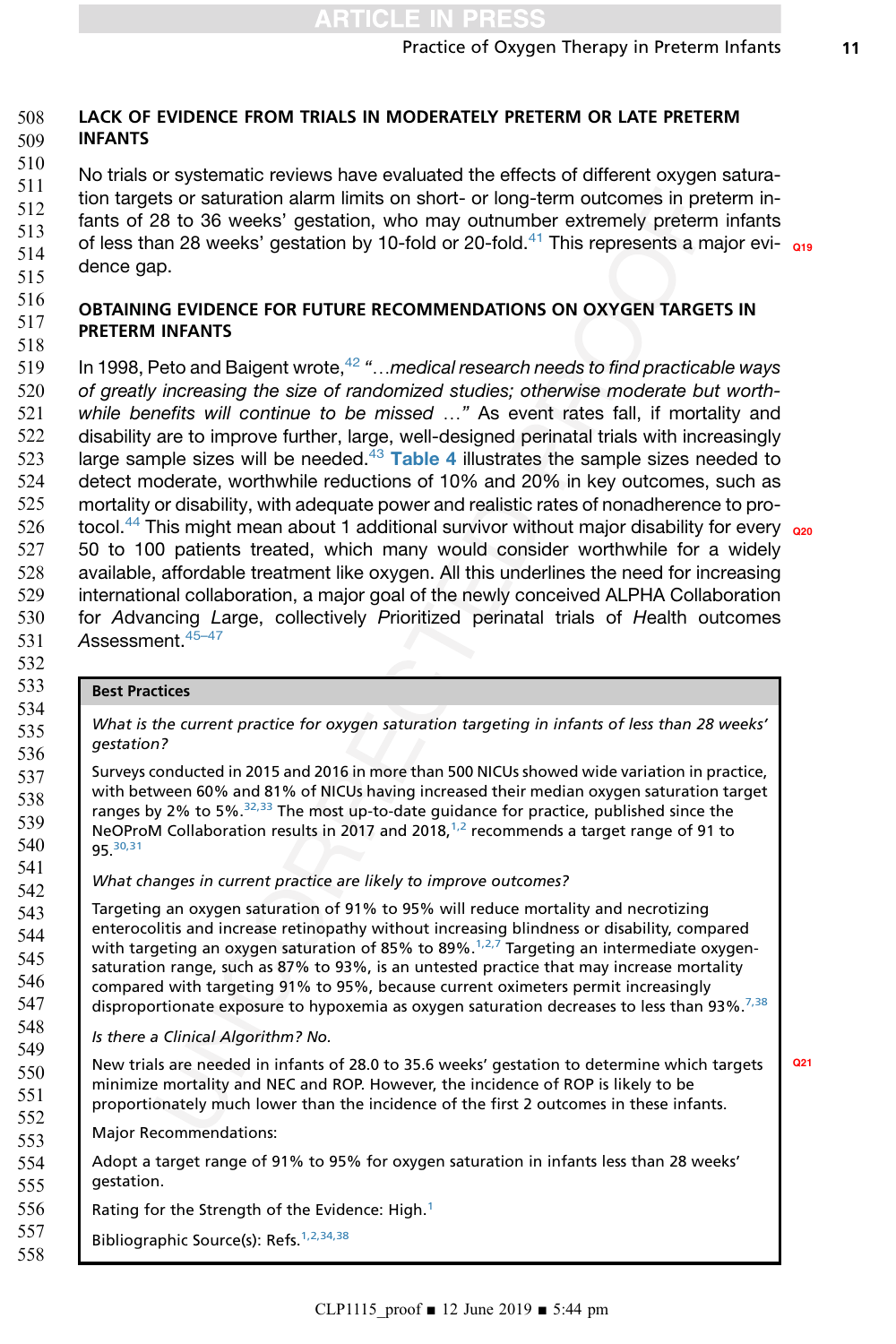## LACK OF EVIDENCE FROM TRIALS IN MODERATELY PRETERM OR LATE PRETERM INFANTS

No trials or systematic reviews have evaluated the effects of different oxygen saturation targets or saturation alarm limits on short- or long-term outcomes in preterm infants of 28 to 36 weeks' gestation, who may outnumber extremely preterm infants of less than 28 weeks' gestation by 10-fold or 20-fold.[41] This represents a major evidence gap.

## OBTAINING EVIDENCE FOR FUTURE RECOMMENDATIONS ON OXYGEN TARGETS IN PRETERM INFANTS

In 1998, Peto and Baigent wrote,[42] "*…medical research needs to find practicable ways of greatly increasing the size of randomized studies; otherwise moderate but worthwhile benefits will continue to be missed* …" As event rates fall, if mortality and disability are to improve further, large, well-designed perinatal trials with increasingly large sample sizes will be needed.[43] Table 4 illustrates the sample sizes needed to detect moderate, worthwhile reductions of 10% and 20% in key outcomes, such as mortality or disability, with adequate power and realistic rates of nonadherence to protocol.[44] This might mean about 1 additional survivor without major disability for every 50 to 100 patients treated, which many would consider worthwhile for a widely available, affordable treatment like oxygen. All this underlines the need for increasing international collaboration, a major goal of the newly conceived ALPHA Collaboration for *A*dvancing *L*arge, collectively *P*rioritized perinatal trials of *H*ealth outcomes *A*ssessment.[45–47]

**Best Practices**

*What is the current practice for oxygen saturation targeting in infants of less than 28 weeks' gestation?*

Surveys conducted in 2015 and 2016 in more than 500 NICUs showed wide variation in practice, with between 60% and 81% of NICUs having increased their median oxygen saturation target ranges by 2% to 5%.[32,33] The most up-to-date guidance for practice, published since the NeOProM Collaboration results in 2017 and 2018,[1,2] recommends a target range of 91 to 95.[30,31]

*What changes in current practice are likely to improve outcomes?*

Targeting an oxygen saturation of 91% to 95% will reduce mortality and necrotizing enterocolitis and increase retinopathy without increasing blindness or disability, compared with targeting an oxygen saturation of 85% to 89%.[1,2,7] Targeting an intermediate oxygen-saturation range, such as 87% to 93%, is an untested practice that may increase mortality compared with targeting 91% to 95%, because current oximeters permit increasingly disproportionate exposure to hypoxemia as oxygen saturation decreases to less than 93%.[7,38]

*Is there a Clinical Algorithm? No.*

New trials are needed in infants of 28.0 to 35.6 weeks' gestation to determine which targets minimize mortality and NEC and ROP. However, the incidence of ROP is likely to be proportionately much lower than the incidence of the first 2 outcomes in these infants.

Major Recommendations:

Adopt a target range of 91% to 95% for oxygen saturation in infants less than 28 weeks' gestation.

Rating for the Strength of the Evidence: High.[1]

Bibliographic Source(s): Refs.[1,2,34,38]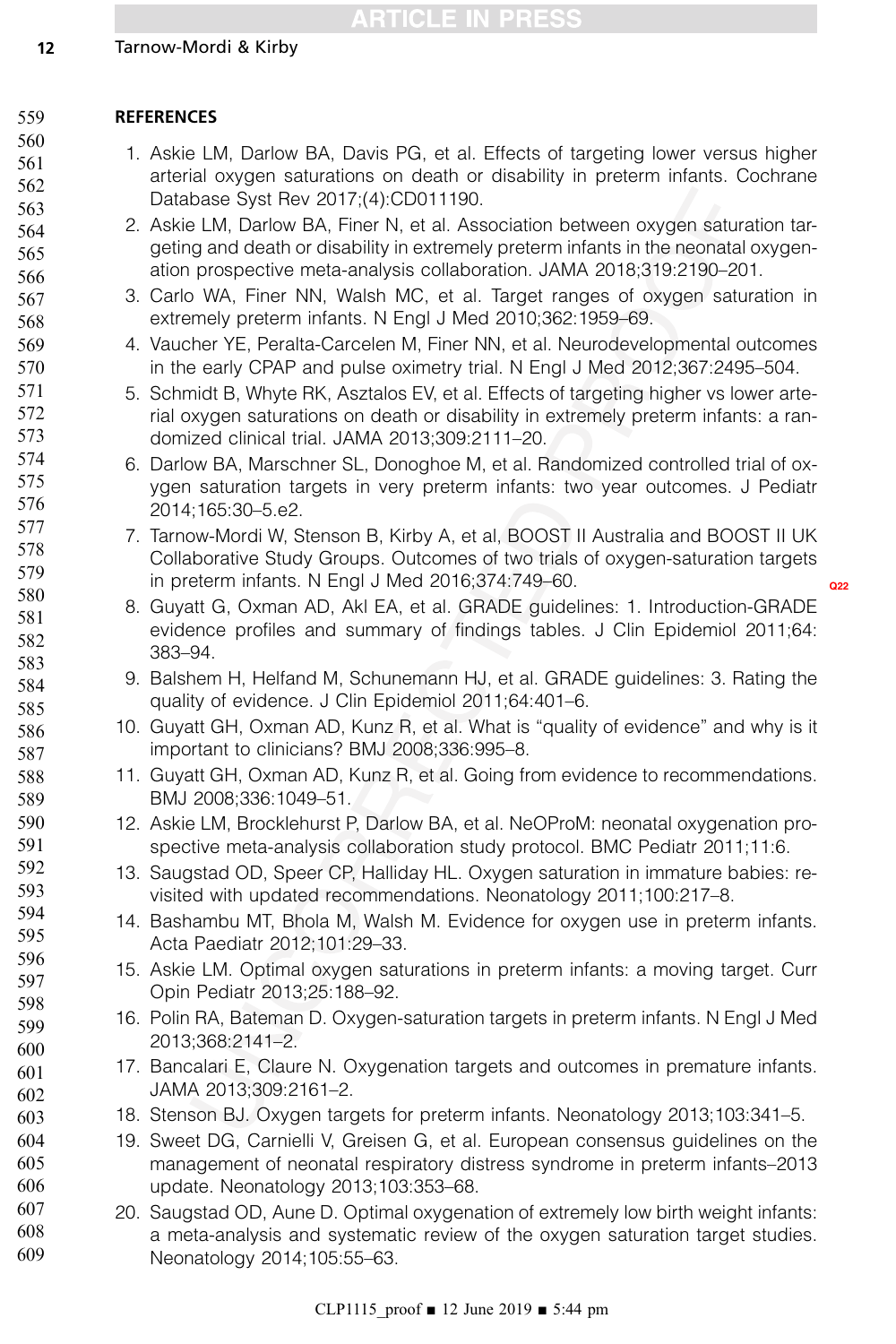**REFERENCES**

1. Askie LM, Darlow BA, Davis PG, et al. Effects of targeting lower versus higher arterial oxygen saturations on death or disability in preterm infants. Cochrane Database Syst Rev 2017;(4):CD011190.
2. Askie LM, Darlow BA, Finer N, et al. Association between oxygen saturation targeting and death or disability in extremely preterm infants in the neonatal oxygenation prospective meta-analysis collaboration. JAMA 2018;319:2190–201.
3. Carlo WA, Finer NN, Walsh MC, et al. Target ranges of oxygen saturation in extremely preterm infants. N Engl J Med 2010;362:1959–69.
4. Vaucher YE, Peralta-Carcelen M, Finer NN, et al. Neurodevelopmental outcomes in the early CPAP and pulse oximetry trial. N Engl J Med 2012;367:2495–504.
5. Schmidt B, Whyte RK, Asztalos EV, et al. Effects of targeting higher vs lower arterial oxygen saturations on death or disability in extremely preterm infants: a randomized clinical trial. JAMA 2013;309:2111–20.
6. Darlow BA, Marschner SL, Donoghoe M, et al. Randomized controlled trial of oxygen saturation targets in very preterm infants: two year outcomes. J Pediatr 2014;165:30–5.e2.
7. Tarnow-Mordi W, Stenson B, Kirby A, et al, BOOST II Australia and BOOST II UK Collaborative Study Groups. Outcomes of two trials of oxygen-saturation targets in preterm infants. N Engl J Med 2016;374:749–60.
8. Guyatt G, Oxman AD, Akl EA, et al. GRADE guidelines: 1. Introduction-GRADE evidence profiles and summary of findings tables. J Clin Epidemiol 2011;64:383–94.
9. Balshem H, Helfand M, Schunemann HJ, et al. GRADE guidelines: 3. Rating the quality of evidence. J Clin Epidemiol 2011;64:401–6.
10. Guyatt GH, Oxman AD, Kunz R, et al. What is "quality of evidence" and why is it important to clinicians? BMJ 2008;336:995–8.
11. Guyatt GH, Oxman AD, Kunz R, et al. Going from evidence to recommendations. BMJ 2008;336:1049–51.
12. Askie LM, Brocklehurst P, Darlow BA, et al. NeOProM: neonatal oxygenation prospective meta-analysis collaboration study protocol. BMC Pediatr 2011;11:6.
13. Saugstad OD, Speer CP, Halliday HL. Oxygen saturation in immature babies: revisited with updated recommendations. Neonatology 2011;100:217–8.
14. Bashambu MT, Bhola M, Walsh M. Evidence for oxygen use in preterm infants. Acta Paediatr 2012;101:29–33.
15. Askie LM. Optimal oxygen saturations in preterm infants: a moving target. Curr Opin Pediatr 2013;25:188–92.
16. Polin RA, Bateman D. Oxygen-saturation targets in preterm infants. N Engl J Med 2013;368:2141–2.
17. Bancalari E, Claure N. Oxygenation targets and outcomes in premature infants. JAMA 2013;309:2161–2.
18. Stenson BJ. Oxygen targets for preterm infants. Neonatology 2013;103:341–5.
19. Sweet DG, Carnielli V, Greisen G, et al. European consensus guidelines on the management of neonatal respiratory distress syndrome in preterm infants–2013 update. Neonatology 2013;103:353–68.
20. Saugstad OD, Aune D. Optimal oxygenation of extremely low birth weight infants: a meta-analysis and systematic review of the oxygen saturation target studies. Neonatology 2014;105:55–63.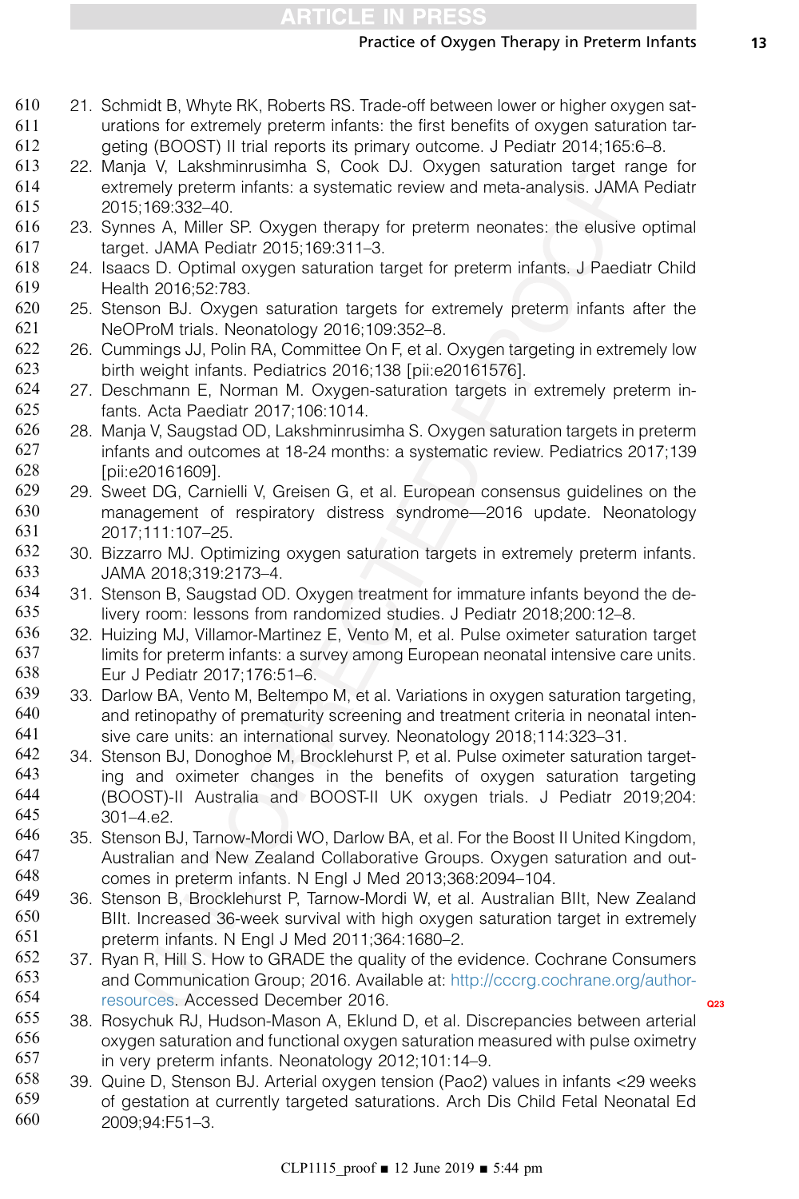21. Schmidt B, Whyte RK, Roberts RS. Trade-off between lower or higher oxygen saturations for extremely preterm infants: the first benefits of oxygen saturation targeting (BOOST) II trial reports its primary outcome. J Pediatr 2014;165:6–8.
22. Manja V, Lakshminrusimha S, Cook DJ. Oxygen saturation target range for extremely preterm infants: a systematic review and meta-analysis. JAMA Pediatr 2015;169:332–40.
23. Synnes A, Miller SP. Oxygen therapy for preterm neonates: the elusive optimal target. JAMA Pediatr 2015;169:311–3.
24. Isaacs D. Optimal oxygen saturation target for preterm infants. J Paediatr Child Health 2016;52:783.
25. Stenson BJ. Oxygen saturation targets for extremely preterm infants after the NeOProM trials. Neonatology 2016;109:352–8.
26. Cummings JJ, Polin RA, Committee On F, et al. Oxygen targeting in extremely low birth weight infants. Pediatrics 2016;138 [pii:e20161576].
27. Deschmann E, Norman M. Oxygen-saturation targets in extremely preterm infants. Acta Paediatr 2017;106:1014.
28. Manja V, Saugstad OD, Lakshminrusimha S. Oxygen saturation targets in preterm infants and outcomes at 18-24 months: a systematic review. Pediatrics 2017;139 [pii:e20161609].
29. Sweet DG, Carnielli V, Greisen G, et al. European consensus guidelines on the management of respiratory distress syndrome—2016 update. Neonatology 2017;111:107–25.
30. Bizzarro MJ. Optimizing oxygen saturation targets in extremely preterm infants. JAMA 2018;319:2173–4.
31. Stenson B, Saugstad OD. Oxygen treatment for immature infants beyond the delivery room: lessons from randomized studies. J Pediatr 2018;200:12–8.
32. Huizing MJ, Villamor-Martinez E, Vento M, et al. Pulse oximeter saturation target limits for preterm infants: a survey among European neonatal intensive care units. Eur J Pediatr 2017;176:51–6.
33. Darlow BA, Vento M, Beltempo M, et al. Variations in oxygen saturation targeting, and retinopathy of prematurity screening and treatment criteria in neonatal intensive care units: an international survey. Neonatology 2018;114:323–31.
34. Stenson BJ, Donoghoe M, Brocklehurst P, et al. Pulse oximeter saturation targeting and oximeter changes in the benefits of oxygen saturation targeting (BOOST)-II Australia and BOOST-II UK oxygen trials. J Pediatr 2019;204:301–4.e2.
35. Stenson BJ, Tarnow-Mordi WO, Darlow BA, et al. For the Boost II United Kingdom, Australian and New Zealand Collaborative Groups. Oxygen saturation and outcomes in preterm infants. N Engl J Med 2013;368:2094–104.
36. Stenson B, Brocklehurst P, Tarnow-Mordi W, et al. Australian BIIt, New Zealand BIIt. Increased 36-week survival with high oxygen saturation target in extremely preterm infants. N Engl J Med 2011;364:1680–2.
37. Ryan R, Hill S. How to GRADE the quality of the evidence. Cochrane Consumers and Communication Group; 2016. Available at: http://cccrg.cochrane.org/author-resources. Accessed December 2016.
38. Rosychuk RJ, Hudson-Mason A, Eklund D, et al. Discrepancies between arterial oxygen saturation and functional oxygen saturation measured with pulse oximetry in very preterm infants. Neonatology 2012;101:14–9.
39. Quine D, Stenson BJ. Arterial oxygen tension (Pao2) values in infants <29 weeks of gestation at currently targeted saturations. Arch Dis Child Fetal Neonatal Ed 2009;94:F51–3.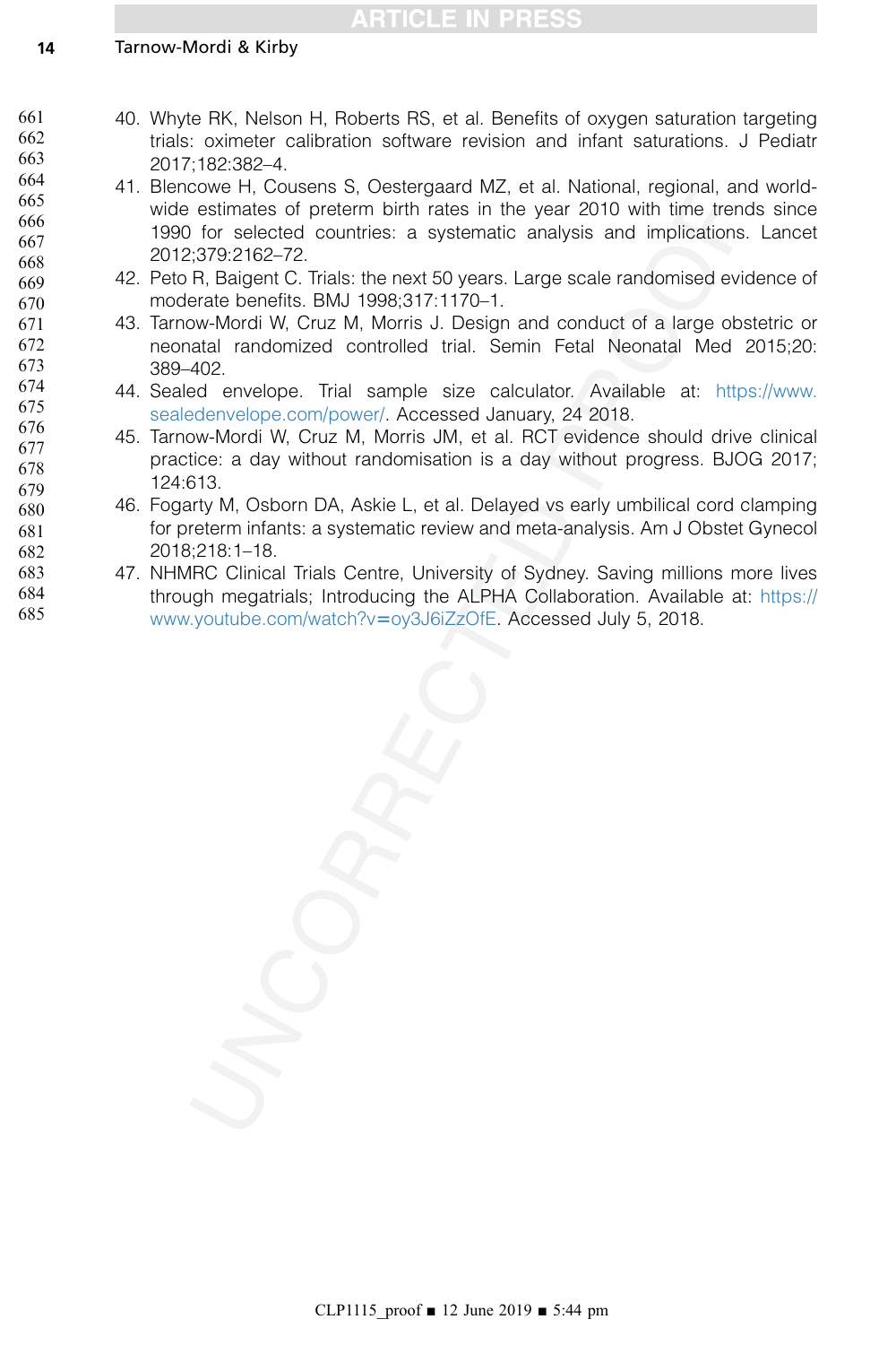40. Whyte RK, Nelson H, Roberts RS, et al. Benefits of oxygen saturation targeting trials: oximeter calibration software revision and infant saturations. J Pediatr 2017;182:382–4.
41. Blencowe H, Cousens S, Oestergaard MZ, et al. National, regional, and worldwide estimates of preterm birth rates in the year 2010 with time trends since 1990 for selected countries: a systematic analysis and implications. Lancet 2012;379:2162–72.
42. Peto R, Baigent C. Trials: the next 50 years. Large scale randomised evidence of moderate benefits. BMJ 1998;317:1170–1.
43. Tarnow-Mordi W, Cruz M, Morris J. Design and conduct of a large obstetric or neonatal randomized controlled trial. Semin Fetal Neonatal Med 2015;20: 389–402.
44. Sealed envelope. Trial sample size calculator. Available at: https://www.sealedenvelope.com/power/. Accessed January, 24 2018.
45. Tarnow-Mordi W, Cruz M, Morris JM, et al. RCT evidence should drive clinical practice: a day without randomisation is a day without progress. BJOG 2017; 124:613.
46. Fogarty M, Osborn DA, Askie L, et al. Delayed vs early umbilical cord clamping for preterm infants: a systematic review and meta-analysis. Am J Obstet Gynecol 2018;218:1–18.
47. NHMRC Clinical Trials Centre, University of Sydney. Saving millions more lives through megatrials; Introducing the ALPHA Collaboration. Available at: https://www.youtube.com/watch?v=oy3J6iZzOfE. Accessed July 5, 2018.